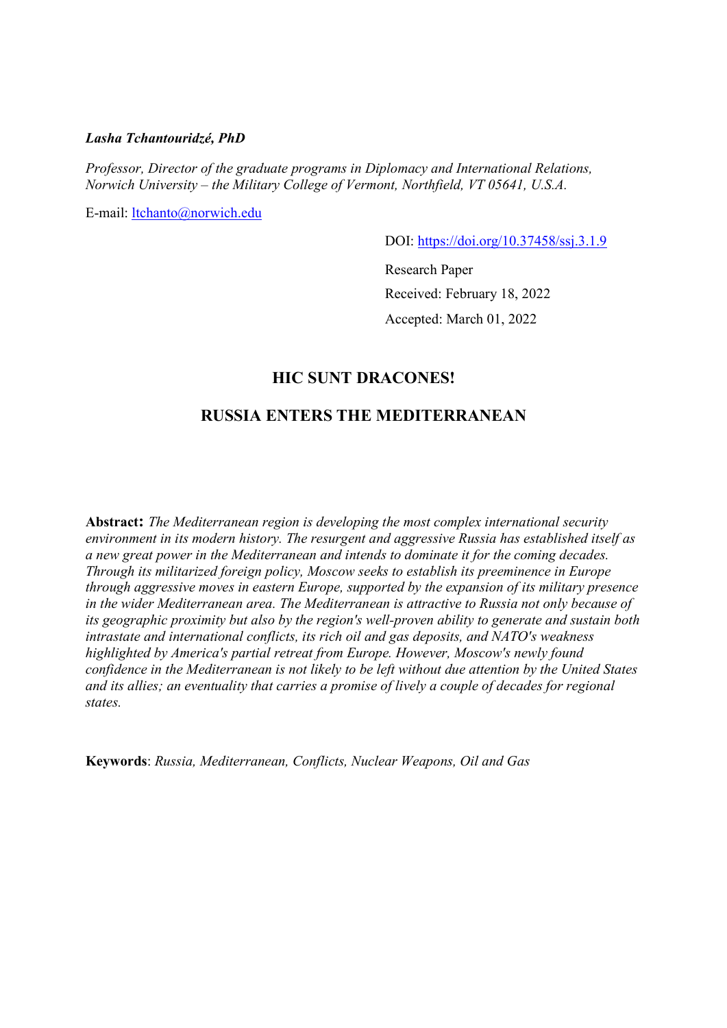***Lasha Tchantouridzé, PhD***

*Professor, Director of the graduate programs in Diplomacy and International Relations, Norwich University – the Military College of Vermont, Northfield, VT 05641, U.S.A.*

E-mail: ltchanto@norwich.edu

DOI: https://doi.org/10.37458/ssj.3.1.9

Research Paper

Received: February 18, 2022

Accepted: March 01, 2022

# HIC SUNT DRACONES!

# RUSSIA ENTERS THE MEDITERRANEAN

**Abstract:** *The Mediterranean region is developing the most complex international security environment in its modern history. The resurgent and aggressive Russia has established itself as a new great power in the Mediterranean and intends to dominate it for the coming decades. Through its militarized foreign policy, Moscow seeks to establish its preeminence in Europe through aggressive moves in eastern Europe, supported by the expansion of its military presence in the wider Mediterranean area. The Mediterranean is attractive to Russia not only because of its geographic proximity but also by the region's well-proven ability to generate and sustain both intrastate and international conflicts, its rich oil and gas deposits, and NATO's weakness highlighted by America's partial retreat from Europe. However, Moscow's newly found confidence in the Mediterranean is not likely to be left without due attention by the United States and its allies; an eventuality that carries a promise of lively a couple of decades for regional states.*

**Keywords**: *Russia, Mediterranean, Conflicts, Nuclear Weapons, Oil and Gas*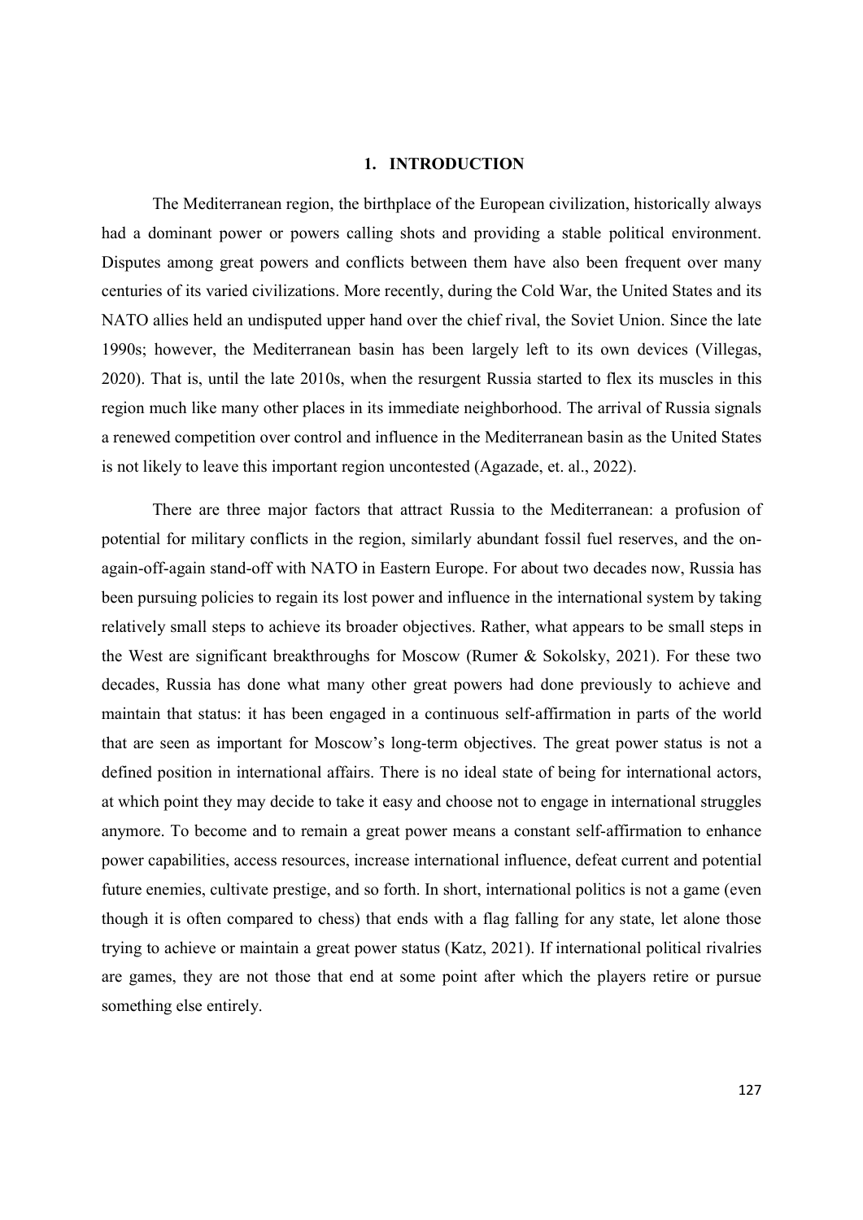## 1. INTRODUCTION

The Mediterranean region, the birthplace of the European civilization, historically always had a dominant power or powers calling shots and providing a stable political environment. Disputes among great powers and conflicts between them have also been frequent over many centuries of its varied civilizations. More recently, during the Cold War, the United States and its NATO allies held an undisputed upper hand over the chief rival, the Soviet Union. Since the late 1990s; however, the Mediterranean basin has been largely left to its own devices (Villegas, 2020). That is, until the late 2010s, when the resurgent Russia started to flex its muscles in this region much like many other places in its immediate neighborhood. The arrival of Russia signals a renewed competition over control and influence in the Mediterranean basin as the United States is not likely to leave this important region uncontested (Agazade, et. al., 2022).

There are three major factors that attract Russia to the Mediterranean: a profusion of potential for military conflicts in the region, similarly abundant fossil fuel reserves, and the on-again-off-again stand-off with NATO in Eastern Europe. For about two decades now, Russia has been pursuing policies to regain its lost power and influence in the international system by taking relatively small steps to achieve its broader objectives. Rather, what appears to be small steps in the West are significant breakthroughs for Moscow (Rumer & Sokolsky, 2021). For these two decades, Russia has done what many other great powers had done previously to achieve and maintain that status: it has been engaged in a continuous self-affirmation in parts of the world that are seen as important for Moscow's long-term objectives. The great power status is not a defined position in international affairs. There is no ideal state of being for international actors, at which point they may decide to take it easy and choose not to engage in international struggles anymore. To become and to remain a great power means a constant self-affirmation to enhance power capabilities, access resources, increase international influence, defeat current and potential future enemies, cultivate prestige, and so forth. In short, international politics is not a game (even though it is often compared to chess) that ends with a flag falling for any state, let alone those trying to achieve or maintain a great power status (Katz, 2021). If international political rivalries are games, they are not those that end at some point after which the players retire or pursue something else entirely.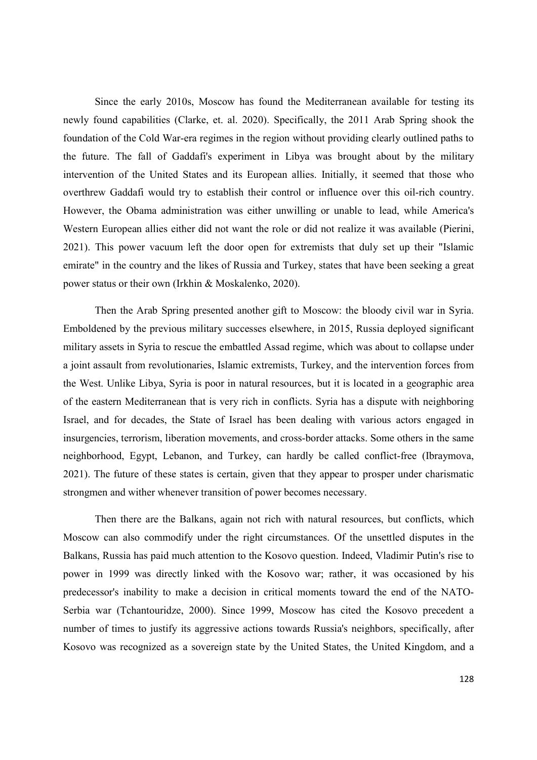Since the early 2010s, Moscow has found the Mediterranean available for testing its newly found capabilities (Clarke, et. al. 2020). Specifically, the 2011 Arab Spring shook the foundation of the Cold War-era regimes in the region without providing clearly outlined paths to the future. The fall of Gaddafi's experiment in Libya was brought about by the military intervention of the United States and its European allies. Initially, it seemed that those who overthrew Gaddafi would try to establish their control or influence over this oil-rich country. However, the Obama administration was either unwilling or unable to lead, while America's Western European allies either did not want the role or did not realize it was available (Pierini, 2021). This power vacuum left the door open for extremists that duly set up their "Islamic emirate" in the country and the likes of Russia and Turkey, states that have been seeking a great power status or their own (Irkhin & Moskalenko, 2020).

Then the Arab Spring presented another gift to Moscow: the bloody civil war in Syria. Emboldened by the previous military successes elsewhere, in 2015, Russia deployed significant military assets in Syria to rescue the embattled Assad regime, which was about to collapse under a joint assault from revolutionaries, Islamic extremists, Turkey, and the intervention forces from the West. Unlike Libya, Syria is poor in natural resources, but it is located in a geographic area of the eastern Mediterranean that is very rich in conflicts. Syria has a dispute with neighboring Israel, and for decades, the State of Israel has been dealing with various actors engaged in insurgencies, terrorism, liberation movements, and cross-border attacks. Some others in the same neighborhood, Egypt, Lebanon, and Turkey, can hardly be called conflict-free (Ibraymova, 2021). The future of these states is certain, given that they appear to prosper under charismatic strongmen and wither whenever transition of power becomes necessary.

Then there are the Balkans, again not rich with natural resources, but conflicts, which Moscow can also commodify under the right circumstances. Of the unsettled disputes in the Balkans, Russia has paid much attention to the Kosovo question. Indeed, Vladimir Putin's rise to power in 1999 was directly linked with the Kosovo war; rather, it was occasioned by his predecessor's inability to make a decision in critical moments toward the end of the NATO-Serbia war (Tchantouridze, 2000). Since 1999, Moscow has cited the Kosovo precedent a number of times to justify its aggressive actions towards Russia's neighbors, specifically, after Kosovo was recognized as a sovereign state by the United States, the United Kingdom, and a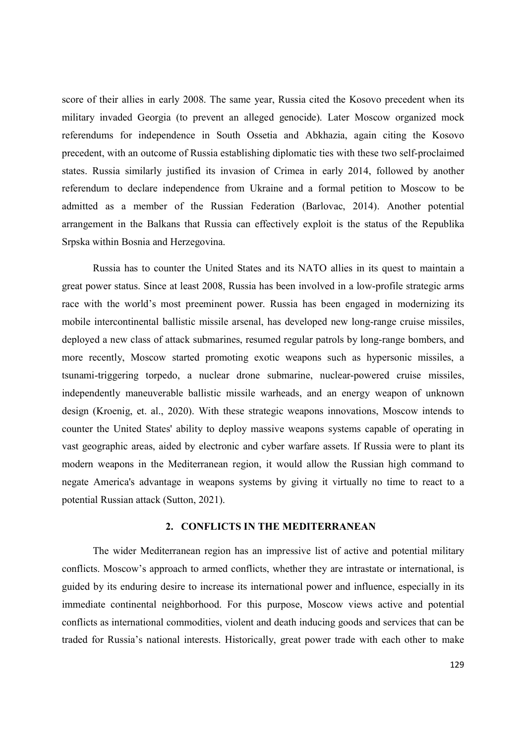score of their allies in early 2008. The same year, Russia cited the Kosovo precedent when its military invaded Georgia (to prevent an alleged genocide). Later Moscow organized mock referendums for independence in South Ossetia and Abkhazia, again citing the Kosovo precedent, with an outcome of Russia establishing diplomatic ties with these two self-proclaimed states. Russia similarly justified its invasion of Crimea in early 2014, followed by another referendum to declare independence from Ukraine and a formal petition to Moscow to be admitted as a member of the Russian Federation (Barlovac, 2014). Another potential arrangement in the Balkans that Russia can effectively exploit is the status of the Republika Srpska within Bosnia and Herzegovina.

Russia has to counter the United States and its NATO allies in its quest to maintain a great power status. Since at least 2008, Russia has been involved in a low-profile strategic arms race with the world's most preeminent power. Russia has been engaged in modernizing its mobile intercontinental ballistic missile arsenal, has developed new long-range cruise missiles, deployed a new class of attack submarines, resumed regular patrols by long-range bombers, and more recently, Moscow started promoting exotic weapons such as hypersonic missiles, a tsunami-triggering torpedo, a nuclear drone submarine, nuclear-powered cruise missiles, independently maneuverable ballistic missile warheads, and an energy weapon of unknown design (Kroenig, et. al., 2020). With these strategic weapons innovations, Moscow intends to counter the United States' ability to deploy massive weapons systems capable of operating in vast geographic areas, aided by electronic and cyber warfare assets. If Russia were to plant its modern weapons in the Mediterranean region, it would allow the Russian high command to negate America's advantage in weapons systems by giving it virtually no time to react to a potential Russian attack (Sutton, 2021).

## 2. CONFLICTS IN THE MEDITERRANEAN

The wider Mediterranean region has an impressive list of active and potential military conflicts. Moscow's approach to armed conflicts, whether they are intrastate or international, is guided by its enduring desire to increase its international power and influence, especially in its immediate continental neighborhood. For this purpose, Moscow views active and potential conflicts as international commodities, violent and death inducing goods and services that can be traded for Russia's national interests. Historically, great power trade with each other to make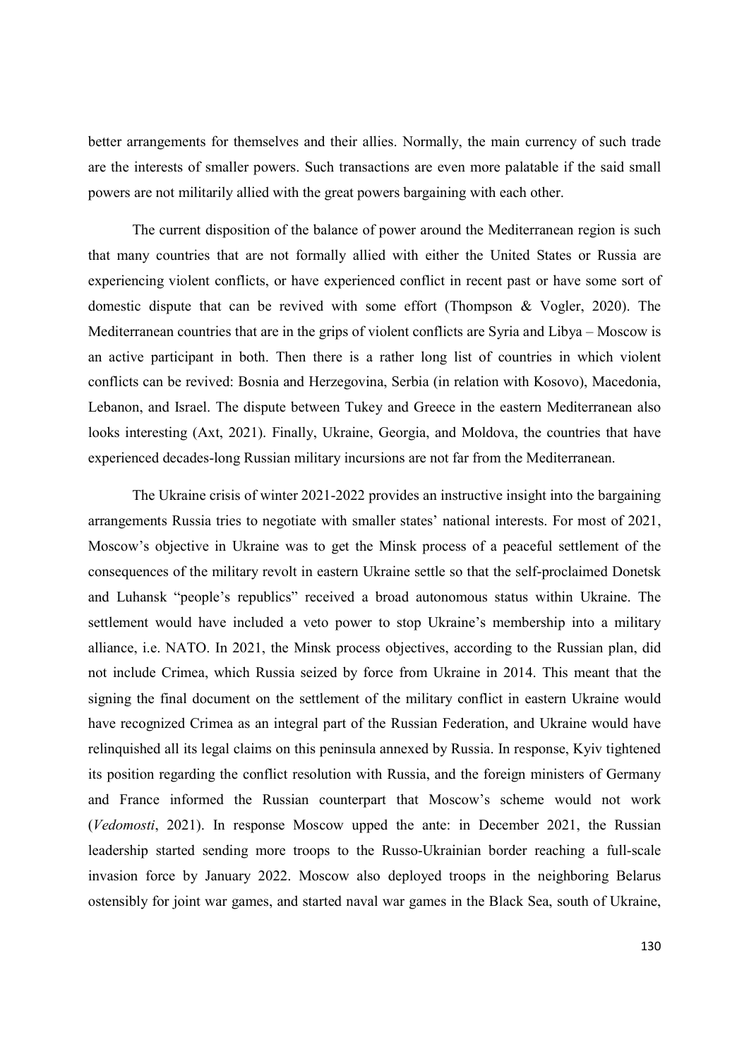better arrangements for themselves and their allies. Normally, the main currency of such trade are the interests of smaller powers. Such transactions are even more palatable if the said small powers are not militarily allied with the great powers bargaining with each other.

The current disposition of the balance of power around the Mediterranean region is such that many countries that are not formally allied with either the United States or Russia are experiencing violent conflicts, or have experienced conflict in recent past or have some sort of domestic dispute that can be revived with some effort (Thompson & Vogler, 2020). The Mediterranean countries that are in the grips of violent conflicts are Syria and Libya – Moscow is an active participant in both. Then there is a rather long list of countries in which violent conflicts can be revived: Bosnia and Herzegovina, Serbia (in relation with Kosovo), Macedonia, Lebanon, and Israel. The dispute between Tukey and Greece in the eastern Mediterranean also looks interesting (Axt, 2021). Finally, Ukraine, Georgia, and Moldova, the countries that have experienced decades-long Russian military incursions are not far from the Mediterranean.

The Ukraine crisis of winter 2021-2022 provides an instructive insight into the bargaining arrangements Russia tries to negotiate with smaller states' national interests. For most of 2021, Moscow's objective in Ukraine was to get the Minsk process of a peaceful settlement of the consequences of the military revolt in eastern Ukraine settle so that the self-proclaimed Donetsk and Luhansk "people's republics" received a broad autonomous status within Ukraine. The settlement would have included a veto power to stop Ukraine's membership into a military alliance, i.e. NATO. In 2021, the Minsk process objectives, according to the Russian plan, did not include Crimea, which Russia seized by force from Ukraine in 2014. This meant that the signing the final document on the settlement of the military conflict in eastern Ukraine would have recognized Crimea as an integral part of the Russian Federation, and Ukraine would have relinquished all its legal claims on this peninsula annexed by Russia. In response, Kyiv tightened its position regarding the conflict resolution with Russia, and the foreign ministers of Germany and France informed the Russian counterpart that Moscow's scheme would not work (*Vedomosti*, 2021). In response Moscow upped the ante: in December 2021, the Russian leadership started sending more troops to the Russo-Ukrainian border reaching a full-scale invasion force by January 2022. Moscow also deployed troops in the neighboring Belarus ostensibly for joint war games, and started naval war games in the Black Sea, south of Ukraine,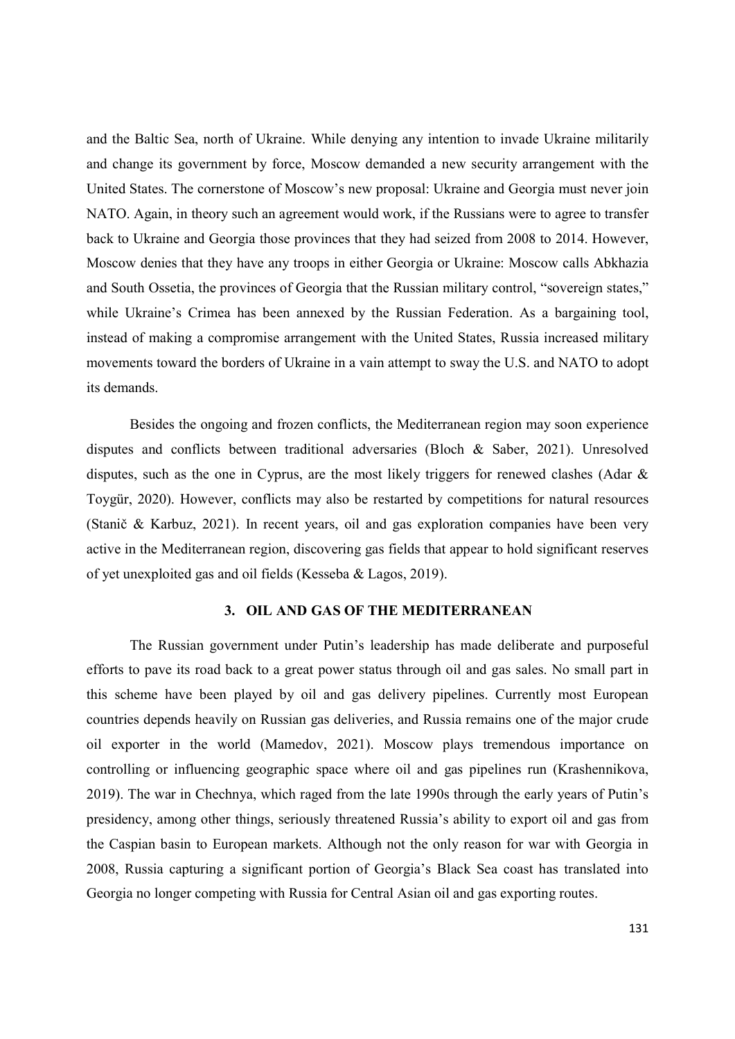and the Baltic Sea, north of Ukraine. While denying any intention to invade Ukraine militarily and change its government by force, Moscow demanded a new security arrangement with the United States. The cornerstone of Moscow's new proposal: Ukraine and Georgia must never join NATO. Again, in theory such an agreement would work, if the Russians were to agree to transfer back to Ukraine and Georgia those provinces that they had seized from 2008 to 2014. However, Moscow denies that they have any troops in either Georgia or Ukraine: Moscow calls Abkhazia and South Ossetia, the provinces of Georgia that the Russian military control, "sovereign states," while Ukraine's Crimea has been annexed by the Russian Federation. As a bargaining tool, instead of making a compromise arrangement with the United States, Russia increased military movements toward the borders of Ukraine in a vain attempt to sway the U.S. and NATO to adopt its demands.

Besides the ongoing and frozen conflicts, the Mediterranean region may soon experience disputes and conflicts between traditional adversaries (Bloch & Saber, 2021). Unresolved disputes, such as the one in Cyprus, are the most likely triggers for renewed clashes (Adar & Toygür, 2020). However, conflicts may also be restarted by competitions for natural resources (Stanič & Karbuz, 2021). In recent years, oil and gas exploration companies have been very active in the Mediterranean region, discovering gas fields that appear to hold significant reserves of yet unexploited gas and oil fields (Kesseba & Lagos, 2019).

## 3. OIL AND GAS OF THE MEDITERRANEAN

The Russian government under Putin's leadership has made deliberate and purposeful efforts to pave its road back to a great power status through oil and gas sales. No small part in this scheme have been played by oil and gas delivery pipelines. Currently most European countries depends heavily on Russian gas deliveries, and Russia remains one of the major crude oil exporter in the world (Mamedov, 2021). Moscow plays tremendous importance on controlling or influencing geographic space where oil and gas pipelines run (Krashennikova, 2019). The war in Chechnya, which raged from the late 1990s through the early years of Putin's presidency, among other things, seriously threatened Russia's ability to export oil and gas from the Caspian basin to European markets. Although not the only reason for war with Georgia in 2008, Russia capturing a significant portion of Georgia's Black Sea coast has translated into Georgia no longer competing with Russia for Central Asian oil and gas exporting routes.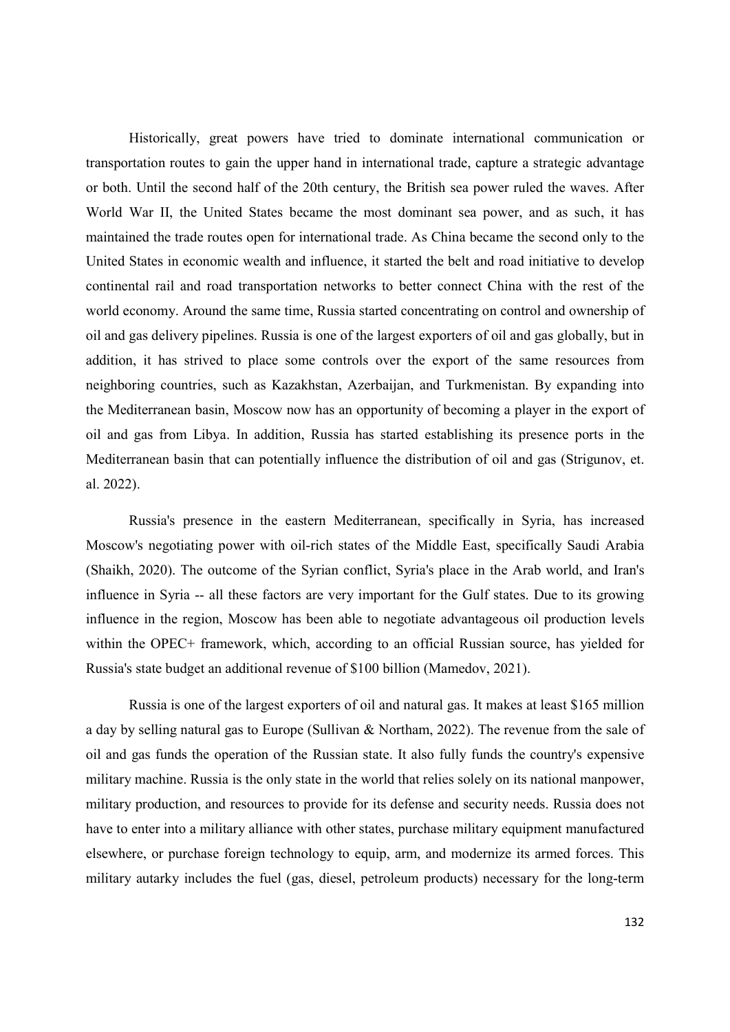Historically, great powers have tried to dominate international communication or transportation routes to gain the upper hand in international trade, capture a strategic advantage or both. Until the second half of the 20th century, the British sea power ruled the waves. After World War II, the United States became the most dominant sea power, and as such, it has maintained the trade routes open for international trade. As China became the second only to the United States in economic wealth and influence, it started the belt and road initiative to develop continental rail and road transportation networks to better connect China with the rest of the world economy. Around the same time, Russia started concentrating on control and ownership of oil and gas delivery pipelines. Russia is one of the largest exporters of oil and gas globally, but in addition, it has strived to place some controls over the export of the same resources from neighboring countries, such as Kazakhstan, Azerbaijan, and Turkmenistan. By expanding into the Mediterranean basin, Moscow now has an opportunity of becoming a player in the export of oil and gas from Libya. In addition, Russia has started establishing its presence ports in the Mediterranean basin that can potentially influence the distribution of oil and gas (Strigunov, et. al. 2022).

Russia's presence in the eastern Mediterranean, specifically in Syria, has increased Moscow's negotiating power with oil-rich states of the Middle East, specifically Saudi Arabia (Shaikh, 2020). The outcome of the Syrian conflict, Syria's place in the Arab world, and Iran's influence in Syria -- all these factors are very important for the Gulf states. Due to its growing influence in the region, Moscow has been able to negotiate advantageous oil production levels within the OPEC+ framework, which, according to an official Russian source, has yielded for Russia's state budget an additional revenue of $100 billion (Mamedov, 2021).

Russia is one of the largest exporters of oil and natural gas. It makes at least $165 million a day by selling natural gas to Europe (Sullivan & Northam, 2022). The revenue from the sale of oil and gas funds the operation of the Russian state. It also fully funds the country's expensive military machine. Russia is the only state in the world that relies solely on its national manpower, military production, and resources to provide for its defense and security needs. Russia does not have to enter into a military alliance with other states, purchase military equipment manufactured elsewhere, or purchase foreign technology to equip, arm, and modernize its armed forces. This military autarky includes the fuel (gas, diesel, petroleum products) necessary for the long-term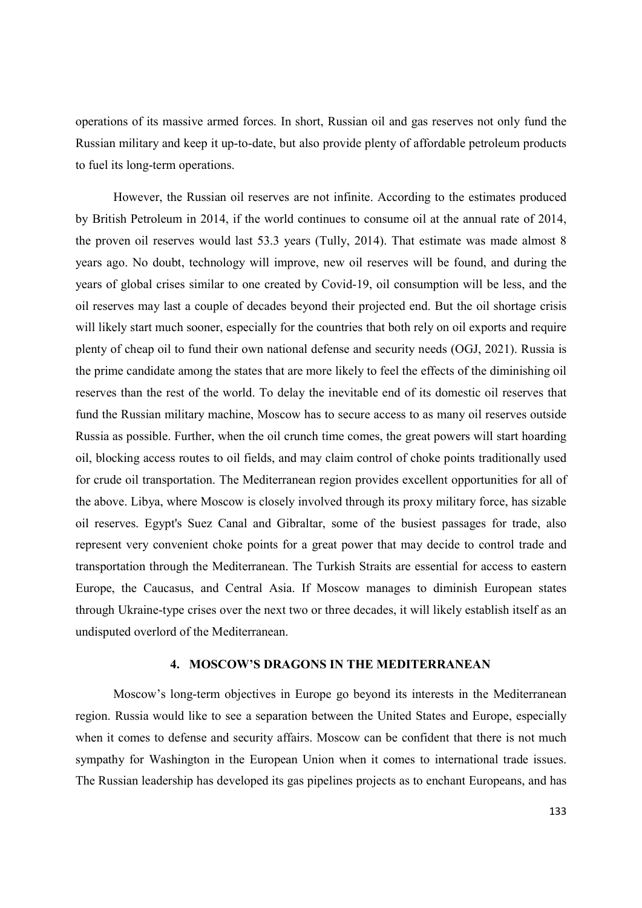operations of its massive armed forces. In short, Russian oil and gas reserves not only fund the Russian military and keep it up-to-date, but also provide plenty of affordable petroleum products to fuel its long-term operations.

However, the Russian oil reserves are not infinite. According to the estimates produced by British Petroleum in 2014, if the world continues to consume oil at the annual rate of 2014, the proven oil reserves would last 53.3 years (Tully, 2014). That estimate was made almost 8 years ago. No doubt, technology will improve, new oil reserves will be found, and during the years of global crises similar to one created by Covid-19, oil consumption will be less, and the oil reserves may last a couple of decades beyond their projected end. But the oil shortage crisis will likely start much sooner, especially for the countries that both rely on oil exports and require plenty of cheap oil to fund their own national defense and security needs (OGJ, 2021). Russia is the prime candidate among the states that are more likely to feel the effects of the diminishing oil reserves than the rest of the world. To delay the inevitable end of its domestic oil reserves that fund the Russian military machine, Moscow has to secure access to as many oil reserves outside Russia as possible. Further, when the oil crunch time comes, the great powers will start hoarding oil, blocking access routes to oil fields, and may claim control of choke points traditionally used for crude oil transportation. The Mediterranean region provides excellent opportunities for all of the above. Libya, where Moscow is closely involved through its proxy military force, has sizable oil reserves. Egypt's Suez Canal and Gibraltar, some of the busiest passages for trade, also represent very convenient choke points for a great power that may decide to control trade and transportation through the Mediterranean. The Turkish Straits are essential for access to eastern Europe, the Caucasus, and Central Asia. If Moscow manages to diminish European states through Ukraine-type crises over the next two or three decades, it will likely establish itself as an undisputed overlord of the Mediterranean.

## 4. MOSCOW'S DRAGONS IN THE MEDITERRANEAN

Moscow's long-term objectives in Europe go beyond its interests in the Mediterranean region. Russia would like to see a separation between the United States and Europe, especially when it comes to defense and security affairs. Moscow can be confident that there is not much sympathy for Washington in the European Union when it comes to international trade issues. The Russian leadership has developed its gas pipelines projects as to enchant Europeans, and has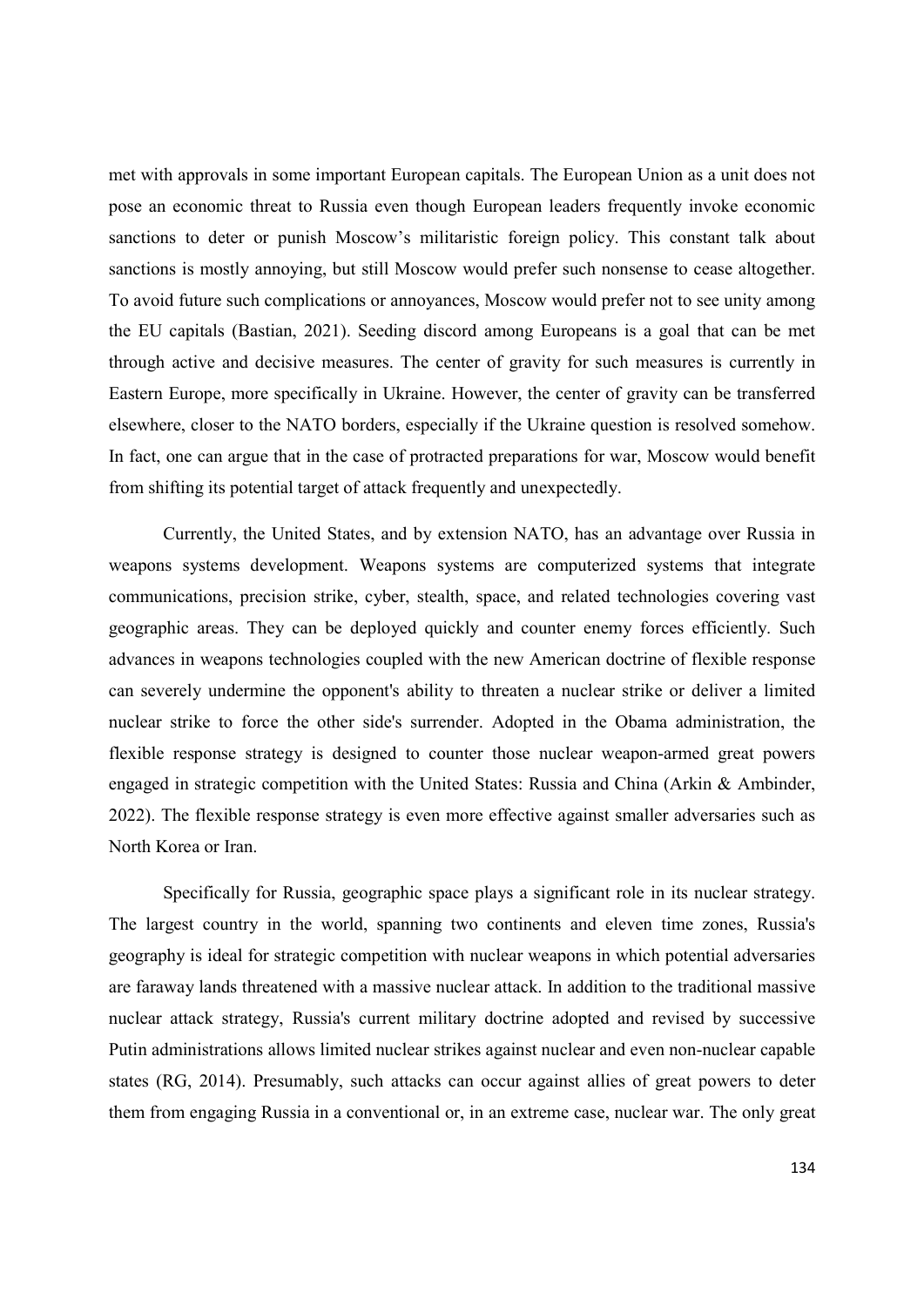met with approvals in some important European capitals. The European Union as a unit does not pose an economic threat to Russia even though European leaders frequently invoke economic sanctions to deter or punish Moscow's militaristic foreign policy. This constant talk about sanctions is mostly annoying, but still Moscow would prefer such nonsense to cease altogether. To avoid future such complications or annoyances, Moscow would prefer not to see unity among the EU capitals (Bastian, 2021). Seeding discord among Europeans is a goal that can be met through active and decisive measures. The center of gravity for such measures is currently in Eastern Europe, more specifically in Ukraine. However, the center of gravity can be transferred elsewhere, closer to the NATO borders, especially if the Ukraine question is resolved somehow. In fact, one can argue that in the case of protracted preparations for war, Moscow would benefit from shifting its potential target of attack frequently and unexpectedly.

Currently, the United States, and by extension NATO, has an advantage over Russia in weapons systems development. Weapons systems are computerized systems that integrate communications, precision strike, cyber, stealth, space, and related technologies covering vast geographic areas. They can be deployed quickly and counter enemy forces efficiently. Such advances in weapons technologies coupled with the new American doctrine of flexible response can severely undermine the opponent's ability to threaten a nuclear strike or deliver a limited nuclear strike to force the other side's surrender. Adopted in the Obama administration, the flexible response strategy is designed to counter those nuclear weapon-armed great powers engaged in strategic competition with the United States: Russia and China (Arkin & Ambinder, 2022). The flexible response strategy is even more effective against smaller adversaries such as North Korea or Iran.

Specifically for Russia, geographic space plays a significant role in its nuclear strategy. The largest country in the world, spanning two continents and eleven time zones, Russia's geography is ideal for strategic competition with nuclear weapons in which potential adversaries are faraway lands threatened with a massive nuclear attack. In addition to the traditional massive nuclear attack strategy, Russia's current military doctrine adopted and revised by successive Putin administrations allows limited nuclear strikes against nuclear and even non-nuclear capable states (RG, 2014). Presumably, such attacks can occur against allies of great powers to deter them from engaging Russia in a conventional or, in an extreme case, nuclear war. The only great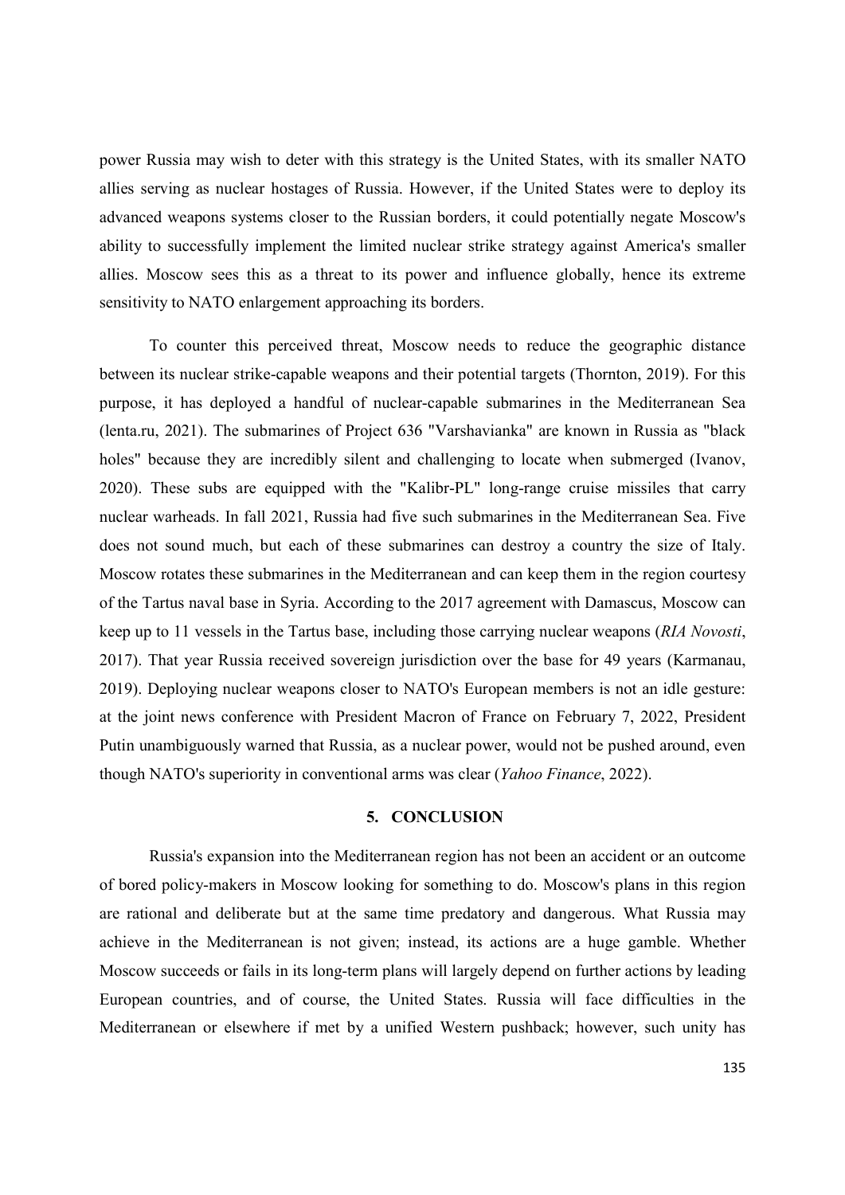power Russia may wish to deter with this strategy is the United States, with its smaller NATO allies serving as nuclear hostages of Russia. However, if the United States were to deploy its advanced weapons systems closer to the Russian borders, it could potentially negate Moscow's ability to successfully implement the limited nuclear strike strategy against America's smaller allies. Moscow sees this as a threat to its power and influence globally, hence its extreme sensitivity to NATO enlargement approaching its borders.

To counter this perceived threat, Moscow needs to reduce the geographic distance between its nuclear strike-capable weapons and their potential targets (Thornton, 2019). For this purpose, it has deployed a handful of nuclear-capable submarines in the Mediterranean Sea (lenta.ru, 2021). The submarines of Project 636 "Varshavianka" are known in Russia as "black holes" because they are incredibly silent and challenging to locate when submerged (Ivanov, 2020). These subs are equipped with the "Kalibr-PL" long-range cruise missiles that carry nuclear warheads. In fall 2021, Russia had five such submarines in the Mediterranean Sea. Five does not sound much, but each of these submarines can destroy a country the size of Italy. Moscow rotates these submarines in the Mediterranean and can keep them in the region courtesy of the Tartus naval base in Syria. According to the 2017 agreement with Damascus, Moscow can keep up to 11 vessels in the Tartus base, including those carrying nuclear weapons (*RIA Novosti*, 2017). That year Russia received sovereign jurisdiction over the base for 49 years (Karmanau, 2019). Deploying nuclear weapons closer to NATO's European members is not an idle gesture: at the joint news conference with President Macron of France on February 7, 2022, President Putin unambiguously warned that Russia, as a nuclear power, would not be pushed around, even though NATO's superiority in conventional arms was clear (*Yahoo Finance*, 2022).

## 5. CONCLUSION

Russia's expansion into the Mediterranean region has not been an accident or an outcome of bored policy-makers in Moscow looking for something to do. Moscow's plans in this region are rational and deliberate but at the same time predatory and dangerous. What Russia may achieve in the Mediterranean is not given; instead, its actions are a huge gamble. Whether Moscow succeeds or fails in its long-term plans will largely depend on further actions by leading European countries, and of course, the United States. Russia will face difficulties in the Mediterranean or elsewhere if met by a unified Western pushback; however, such unity has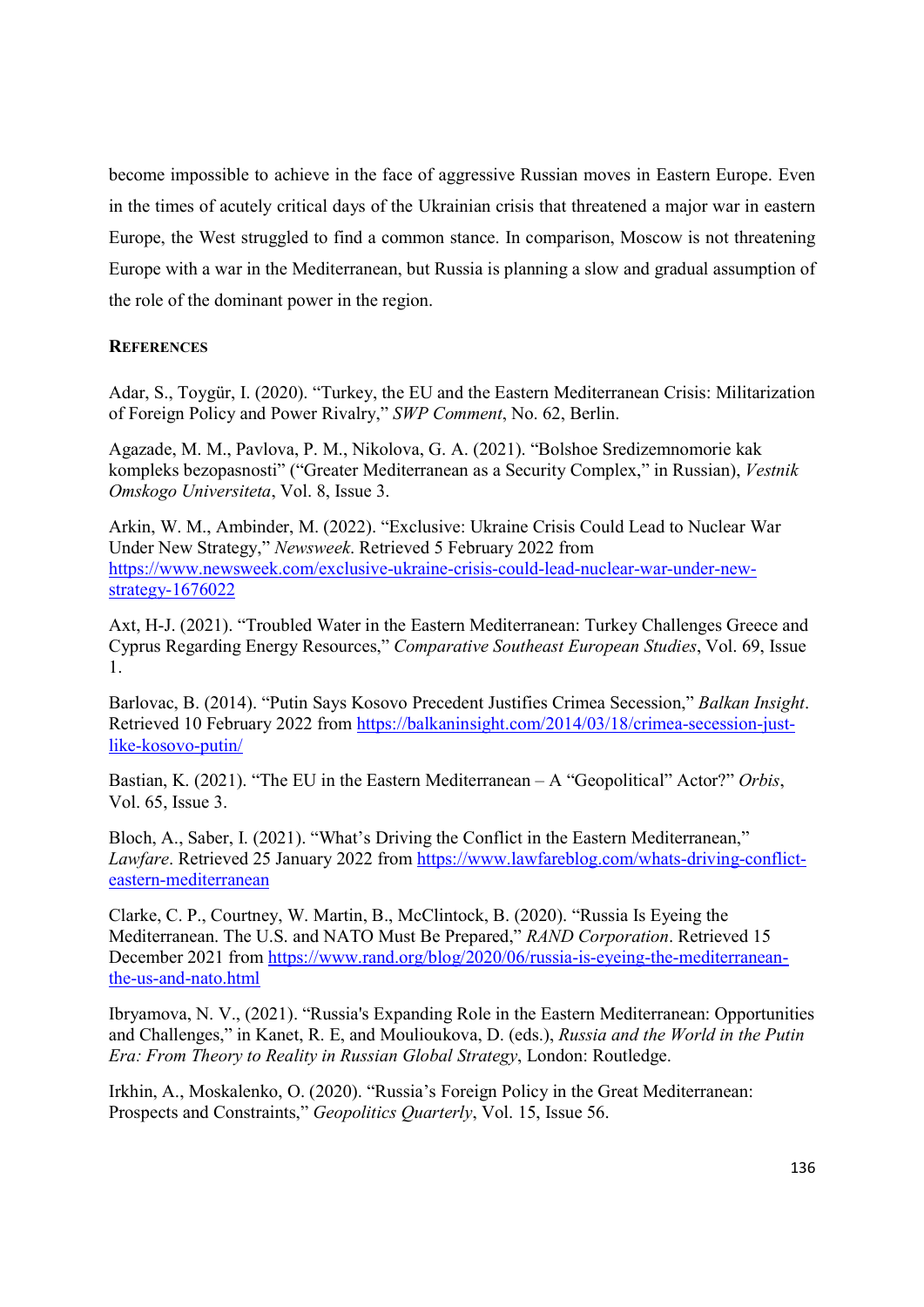become impossible to achieve in the face of aggressive Russian moves in Eastern Europe. Even in the times of acutely critical days of the Ukrainian crisis that threatened a major war in eastern Europe, the West struggled to find a common stance. In comparison, Moscow is not threatening Europe with a war in the Mediterranean, but Russia is planning a slow and gradual assumption of the role of the dominant power in the region.

## References

Adar, S., Toygür, I. (2020). "Turkey, the EU and the Eastern Mediterranean Crisis: Militarization of Foreign Policy and Power Rivalry," *SWP Comment*, No. 62, Berlin.

Agazade, M. M., Pavlova, P. M., Nikolova, G. A. (2021). "Bolshoe Sredizemnomorie kak kompleks bezopasnosti" ("Greater Mediterranean as a Security Complex," in Russian), *Vestnik Omskogo Universiteta*, Vol. 8, Issue 3.

Arkin, W. M., Ambinder, M. (2022). "Exclusive: Ukraine Crisis Could Lead to Nuclear War Under New Strategy," *Newsweek*. Retrieved 5 February 2022 from https://www.newsweek.com/exclusive-ukraine-crisis-could-lead-nuclear-war-under-new-strategy-1676022

Axt, H-J. (2021). "Troubled Water in the Eastern Mediterranean: Turkey Challenges Greece and Cyprus Regarding Energy Resources," *Comparative Southeast European Studies*, Vol. 69, Issue 1.

Barlovac, B. (2014). "Putin Says Kosovo Precedent Justifies Crimea Secession," *Balkan Insight*. Retrieved 10 February 2022 from https://balkaninsight.com/2014/03/18/crimea-secession-just-like-kosovo-putin/

Bastian, K. (2021). "The EU in the Eastern Mediterranean – A "Geopolitical" Actor?" *Orbis*, Vol. 65, Issue 3.

Bloch, A., Saber, I. (2021). "What's Driving the Conflict in the Eastern Mediterranean," *Lawfare*. Retrieved 25 January 2022 from https://www.lawfareblog.com/whats-driving-conflict-eastern-mediterranean

Clarke, C. P., Courtney, W. Martin, B., McClintock, B. (2020). "Russia Is Eyeing the Mediterranean. The U.S. and NATO Must Be Prepared," *RAND Corporation*. Retrieved 15 December 2021 from https://www.rand.org/blog/2020/06/russia-is-eyeing-the-mediterranean-the-us-and-nato.html

Ibryamova, N. V., (2021). "Russia's Expanding Role in the Eastern Mediterranean: Opportunities and Challenges," in Kanet, R. E, and Moulioukova, D. (eds.), *Russia and the World in the Putin Era: From Theory to Reality in Russian Global Strategy*, London: Routledge.

Irkhin, A., Moskalenko, O. (2020). "Russia's Foreign Policy in the Great Mediterranean: Prospects and Constraints," *Geopolitics Quarterly*, Vol. 15, Issue 56.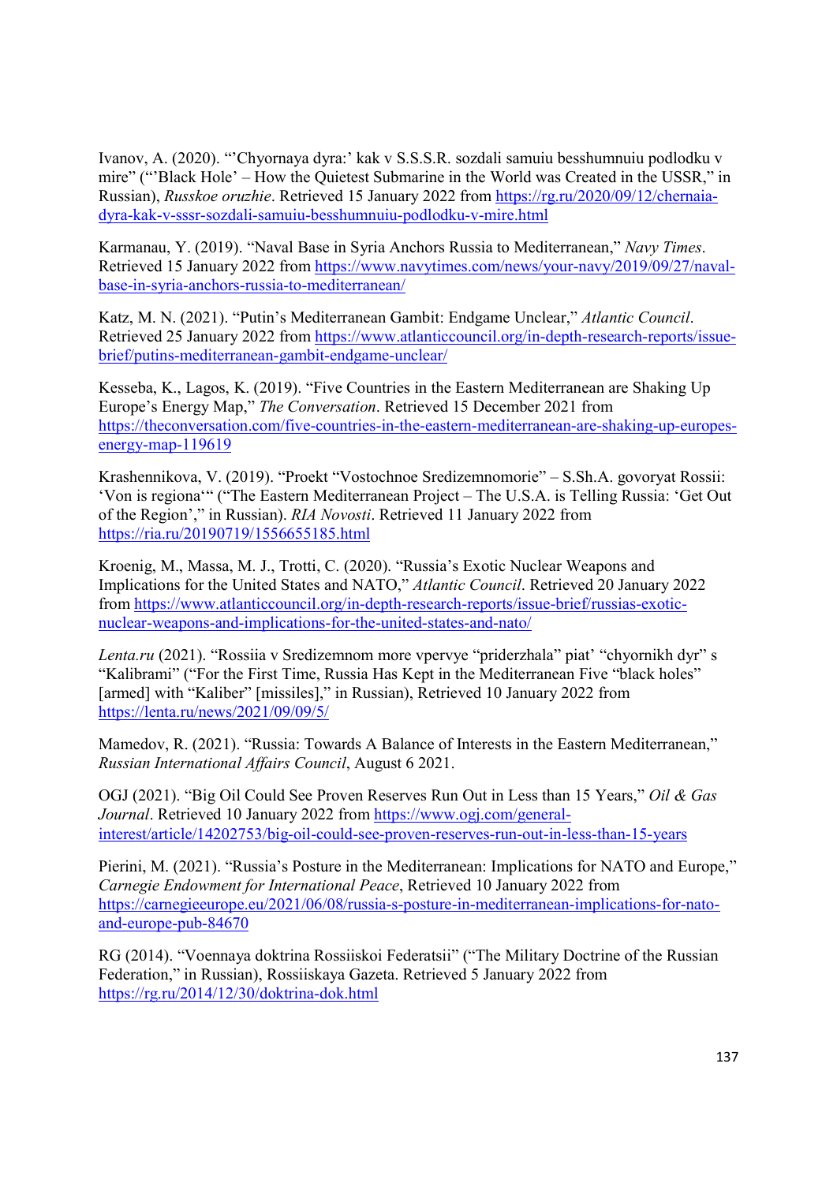Ivanov, A. (2020). "'Chyornaya dyra:' kak v S.S.S.R. sozdali samuiu besshumnuiu podlodku v mire" ("'Black Hole' – How the Quietest Submarine in the World was Created in the USSR," in Russian), *Russkoe oruzhie*. Retrieved 15 January 2022 from https://rg.ru/2020/09/12/chernaia-dyra-kak-v-sssr-sozdali-samuiu-besshumnuiu-podlodku-v-mire.html

Karmanau, Y. (2019). "Naval Base in Syria Anchors Russia to Mediterranean," *Navy Times*. Retrieved 15 January 2022 from https://www.navytimes.com/news/your-navy/2019/09/27/naval-base-in-syria-anchors-russia-to-mediterranean/

Katz, M. N. (2021). "Putin's Mediterranean Gambit: Endgame Unclear," *Atlantic Council*. Retrieved 25 January 2022 from https://www.atlanticcouncil.org/in-depth-research-reports/issue-brief/putins-mediterranean-gambit-endgame-unclear/

Kesseba, K., Lagos, K. (2019). "Five Countries in the Eastern Mediterranean are Shaking Up Europe's Energy Map," *The Conversation*. Retrieved 15 December 2021 from https://theconversation.com/five-countries-in-the-eastern-mediterranean-are-shaking-up-europes-energy-map-119619

Krashennikova, V. (2019). "Proekt "Vostochnoe Sredizemnomorie" – S.Sh.A. govoryat Rossii: 'Von is regiona'" ("The Eastern Mediterranean Project – The U.S.A. is Telling Russia: 'Get Out of the Region'," in Russian). *RIA Novosti*. Retrieved 11 January 2022 from https://ria.ru/20190719/1556655185.html

Kroenig, M., Massa, M. J., Trotti, C. (2020). "Russia's Exotic Nuclear Weapons and Implications for the United States and NATO," *Atlantic Council*. Retrieved 20 January 2022 from https://www.atlanticcouncil.org/in-depth-research-reports/issue-brief/russias-exotic-nuclear-weapons-and-implications-for-the-united-states-and-nato/

*Lenta.ru* (2021). "Rossiia v Sredizemnom more vpervye "priderzhala" piat' "chyornikh dyr" s "Kalibrami" ("For the First Time, Russia Has Kept in the Mediterranean Five "black holes" [armed] with "Kaliber" [missiles]," in Russian), Retrieved 10 January 2022 from https://lenta.ru/news/2021/09/09/5/

Mamedov, R. (2021). "Russia: Towards A Balance of Interests in the Eastern Mediterranean," *Russian International Affairs Council*, August 6 2021.

OGJ (2021). "Big Oil Could See Proven Reserves Run Out in Less than 15 Years," *Oil & Gas Journal*. Retrieved 10 January 2022 from https://www.ogj.com/general-interest/article/14202753/big-oil-could-see-proven-reserves-run-out-in-less-than-15-years

Pierini, M. (2021). "Russia's Posture in the Mediterranean: Implications for NATO and Europe," *Carnegie Endowment for International Peace*, Retrieved 10 January 2022 from https://carnegieeurope.eu/2021/06/08/russia-s-posture-in-mediterranean-implications-for-nato-and-europe-pub-84670

RG (2014). "Voennaya doktrina Rossiiskoi Federatsii" ("The Military Doctrine of the Russian Federation," in Russian), Rossiiskaya Gazeta. Retrieved 5 January 2022 from https://rg.ru/2014/12/30/doktrina-dok.html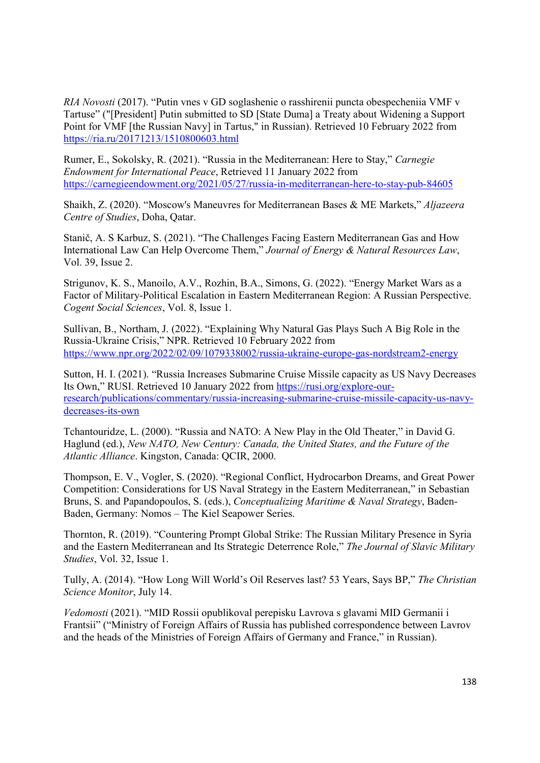*RIA Novosti* (2017). “Putin vnes v GD soglashenie o rasshirenii puncta obespecheniia VMF v Tartuse” ("[President] Putin submitted to SD [State Duma] a Treaty about Widening a Support Point for VMF [the Russian Navy] in Tartus," in Russian). Retrieved 10 February 2022 from https://ria.ru/20171213/1510800603.html

Rumer, E., Sokolsky, R. (2021). “Russia in the Mediterranean: Here to Stay,” *Carnegie Endowment for International Peace*, Retrieved 11 January 2022 from https://carnegieendowment.org/2021/05/27/russia-in-mediterranean-here-to-stay-pub-84605

Shaikh, Z. (2020). “Moscow's Maneuvres for Mediterranean Bases & ME Markets,” *Aljazeera Centre of Studies*, Doha, Qatar.

Stanič, A. S Karbuz, S. (2021). “The Challenges Facing Eastern Mediterranean Gas and How International Law Can Help Overcome Them,” *Journal of Energy & Natural Resources Law*, Vol. 39, Issue 2.

Strigunov, K. S., Manoilo, A.V., Rozhin, B.A., Simons, G. (2022). “Energy Market Wars as a Factor of Military-Political Escalation in Eastern Mediterranean Region: A Russian Perspective. *Cogent Social Sciences*, Vol. 8, Issue 1.

Sullivan, B., Northam, J. (2022). “Explaining Why Natural Gas Plays Such A Big Role in the Russia-Ukraine Crisis,” NPR. Retrieved 10 February 2022 from https://www.npr.org/2022/02/09/1079338002/russia-ukraine-europe-gas-nordstream2-energy

Sutton, H. I. (2021). “Russia Increases Submarine Cruise Missile capacity as US Navy Decreases Its Own,” RUSI. Retrieved 10 January 2022 from https://rusi.org/explore-our-research/publications/commentary/russia-increasing-submarine-cruise-missile-capacity-us-navy-decreases-its-own

Tchantouridze, L. (2000). “Russia and NATO: A New Play in the Old Theater,” in David G. Haglund (ed.), *New NATO, New Century: Canada, the United States, and the Future of the Atlantic Alliance*. Kingston, Canada: QCIR, 2000.

Thompson, E. V., Vogler, S. (2020). “Regional Conflict, Hydrocarbon Dreams, and Great Power Competition: Considerations for US Naval Strategy in the Eastern Mediterranean,” in Sebastian Bruns, S. and Papandopoulos, S. (eds.), *Conceptualizing Maritime & Naval Strategy*, Baden-Baden, Germany: Nomos – The Kiel Seapower Series.

Thornton, R. (2019). “Countering Prompt Global Strike: The Russian Military Presence in Syria and the Eastern Mediterranean and Its Strategic Deterrence Role,” *The Journal of Slavic Military Studies*, Vol. 32, Issue 1.

Tully, A. (2014). “How Long Will World’s Oil Reserves last? 53 Years, Says BP,” *The Christian Science Monitor*, July 14.

*Vedomosti* (2021). “MID Rossii opublikoval perepisku Lavrova s glavami MID Germanii i Frantsii” (“Ministry of Foreign Affairs of Russia has published correspondence between Lavrov and the heads of the Ministries of Foreign Affairs of Germany and France,” in Russian).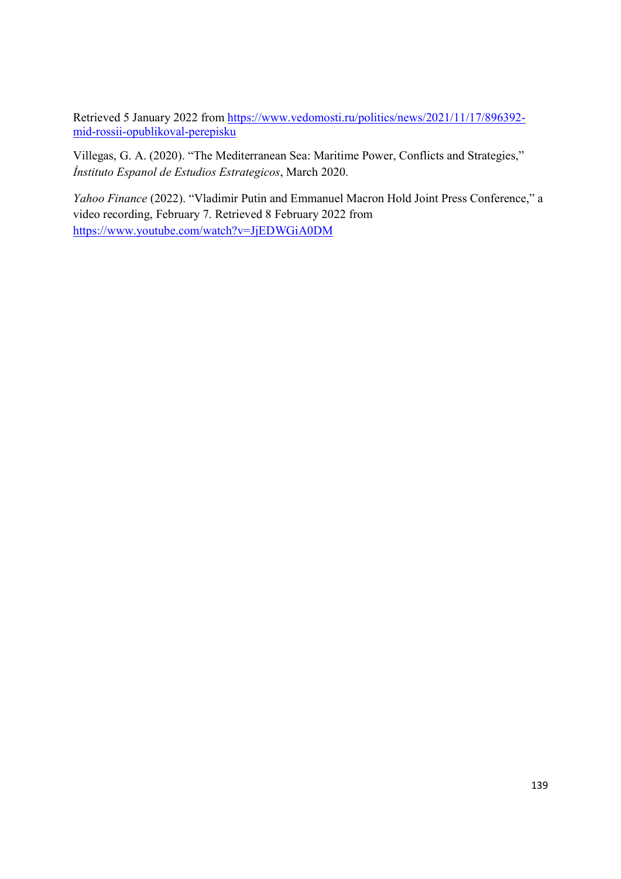Retrieved 5 January 2022 from https://www.vedomosti.ru/politics/news/2021/11/17/896392-mid-rossii-opublikoval-perepisku

Villegas, G. A. (2020). “The Mediterranean Sea: Maritime Power, Conflicts and Strategies,” *İnstituto Espanol de Estudios Estrategicos*, March 2020.

*Yahoo Finance* (2022). “Vladimir Putin and Emmanuel Macron Hold Joint Press Conference,” a video recording, February 7. Retrieved 8 February 2022 from https://www.youtube.com/watch?v=JjEDWGiA0DM